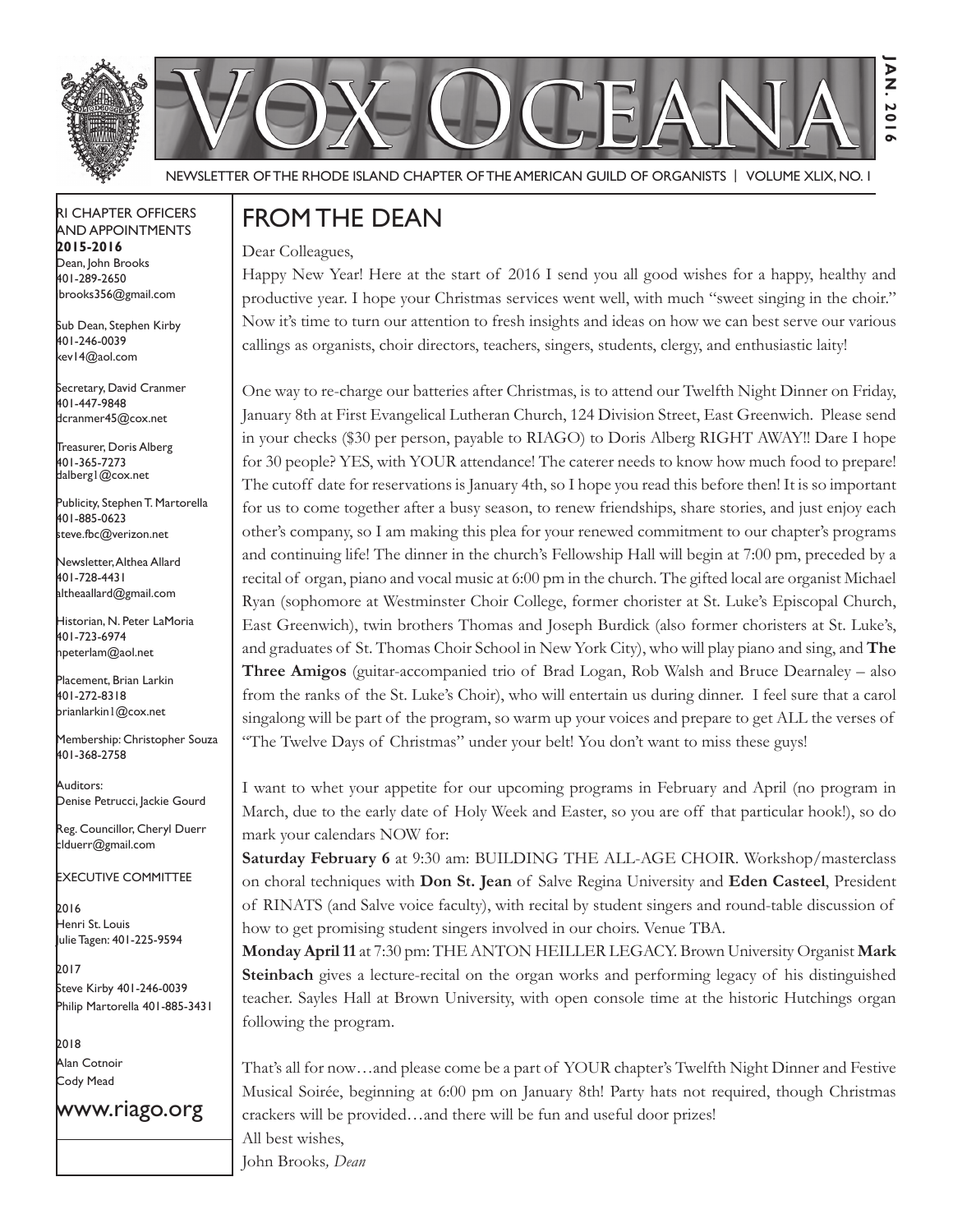# Vox Oceana

NEWSLETTER OF THE RHODE ISLAND CHAPTER OF THE AMERICAN GUILD OF ORGANISTS | VOLUME XLIX, NO. 1

JAN. 2016

RI CHAPTER OFFICERS AND APPOINTMENTS
**2015-2016**

Dean, John Brooks
401-289-2650
jbrooks356@gmail.com

Sub Dean, Stephen Kirby
401-246-0039
kev14@aol.com

Secretary, David Cranmer
401-447-9848
dcranmer45@cox.net

Treasurer, Doris Alberg
401-365-7273
dalberg1@cox.net

Publicity, Stephen T. Martorella
401-885-0623
steve.fbc@verizon.net

Newsletter, Althea Allard
401-728-4431
altheaallard@gmail.com

Historian, N. Peter LaMoria
401-723-6974
npeterlam@aol.net

Placement, Brian Larkin
401-272-8318
brianlarkin1@cox.net

Membership: Christopher Souza
401-368-2758

Auditors:
Denise Petrucci, Jackie Gourd

Reg. Councillor, Cheryl Duerr
clduerr@gmail.com

EXECUTIVE COMMITTEE

2016
Henri St. Louis
Julie Tagen: 401-225-9594

2017
Steve Kirby 401-246-0039
Philip Martorella 401-885-3431

2018
Alan Cotnoir
Cody Mead

www.riago.org

## FROM THE DEAN

Dear Colleagues,

Happy New Year! Here at the start of 2016 I send you all good wishes for a happy, healthy and productive year. I hope your Christmas services went well, with much "sweet singing in the choir." Now it's time to turn our attention to fresh insights and ideas on how we can best serve our various callings as organists, choir directors, teachers, singers, students, clergy, and enthusiastic laity!

One way to re-charge our batteries after Christmas, is to attend our Twelfth Night Dinner on Friday, January 8th at First Evangelical Lutheran Church, 124 Division Street, East Greenwich. Please send in your checks ($30 per person, payable to RIAGO) to Doris Alberg RIGHT AWAY!! Dare I hope for 30 people? YES, with YOUR attendance! The caterer needs to know how much food to prepare! The cutoff date for reservations is January 4th, so I hope you read this before then! It is so important for us to come together after a busy season, to renew friendships, share stories, and just enjoy each other's company, so I am making this plea for your renewed commitment to our chapter's programs and continuing life! The dinner in the church's Fellowship Hall will begin at 7:00 pm, preceded by a recital of organ, piano and vocal music at 6:00 pm in the church. The gifted local are organist Michael Ryan (sophomore at Westminster Choir College, former chorister at St. Luke's Episcopal Church, East Greenwich), twin brothers Thomas and Joseph Burdick (also former choristers at St. Luke's, and graduates of St. Thomas Choir School in New York City), who will play piano and sing, and **The Three Amigos** (guitar-accompanied trio of Brad Logan, Rob Walsh and Bruce Dearnaley – also from the ranks of the St. Luke's Choir), who will entertain us during dinner. I feel sure that a carol singalong will be part of the program, so warm up your voices and prepare to get ALL the verses of "The Twelve Days of Christmas" under your belt! You don't want to miss these guys!

I want to whet your appetite for our upcoming programs in February and April (no program in March, due to the early date of Holy Week and Easter, so you are off that particular hook!), so do mark your calendars NOW for:

**Saturday February 6** at 9:30 am: BUILDING THE ALL-AGE CHOIR. Workshop/masterclass on choral techniques with **Don St. Jean** of Salve Regina University and **Eden Casteel**, President of RINATS (and Salve voice faculty), with recital by student singers and round-table discussion of how to get promising student singers involved in our choirs. Venue TBA.

**Monday April 11** at 7:30 pm: THE ANTON HEILLER LEGACY. Brown University Organist **Mark Steinbach** gives a lecture-recital on the organ works and performing legacy of his distinguished teacher. Sayles Hall at Brown University, with open console time at the historic Hutchings organ following the program.

That's all for now…and please come be a part of YOUR chapter's Twelfth Night Dinner and Festive Musical Soirée, beginning at 6:00 pm on January 8th! Party hats not required, though Christmas crackers will be provided…and there will be fun and useful door prizes!

All best wishes,
John Brooks*, Dean*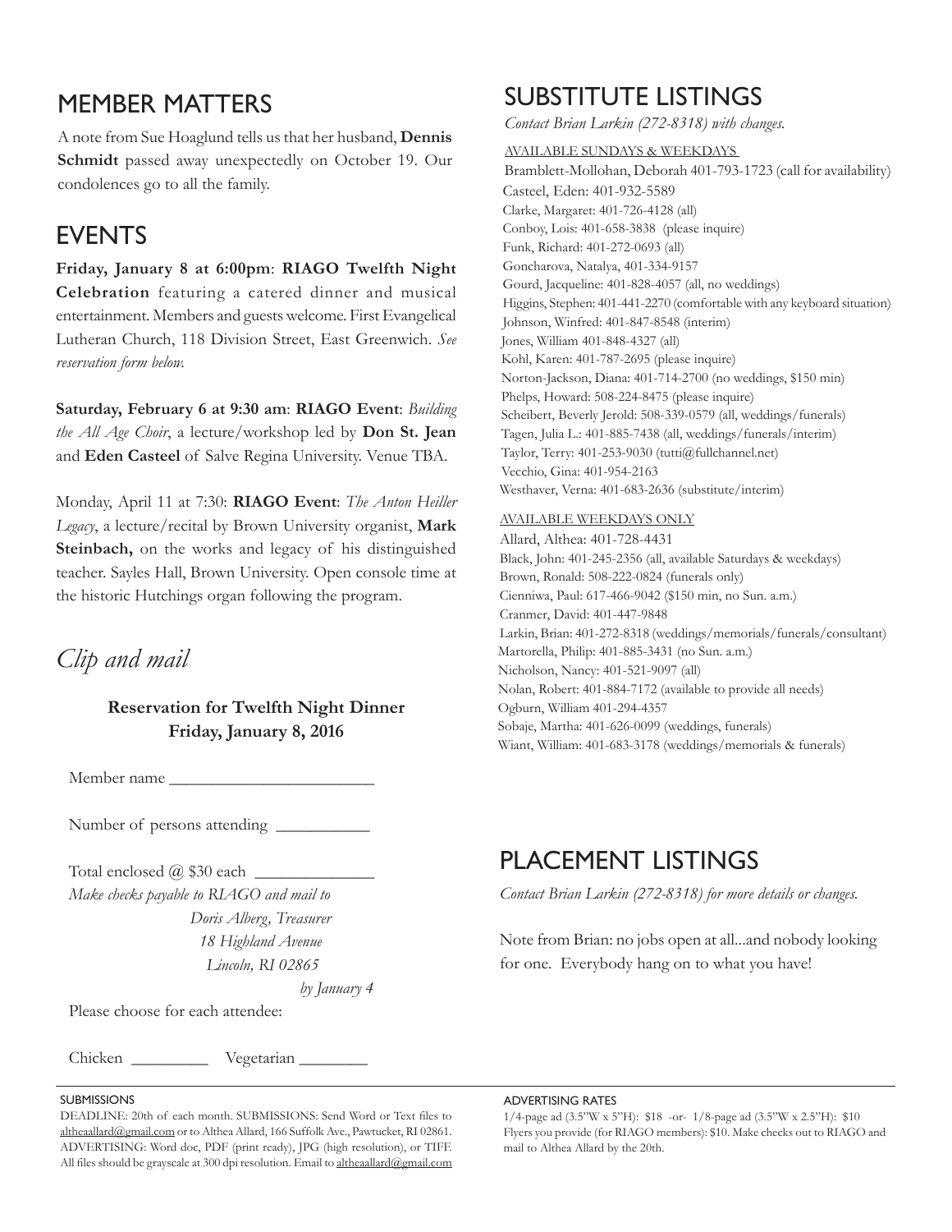## MEMBER MATTERS

A note from Sue Hoaglund tells us that her husband, **Dennis Schmidt** passed away unexpectedly on October 19. Our condolences go to all the family.

## EVENTS

**Friday, January 8 at 6:00pm**: **RIAGO Twelfth Night Celebration** featuring a catered dinner and musical entertainment. Members and guests welcome. First Evangelical Lutheran Church, 118 Division Street, East Greenwich. *See reservation form below.*

**Saturday, February 6 at 9:30 am**: **RIAGO Event**: *Building the All Age Choir*, a lecture/workshop led by **Don St. Jean** and **Eden Casteel** of Salve Regina University. Venue TBA.

Monday, April 11 at 7:30: **RIAGO Event**: *The Anton Heiller Legacy*, a lecture/recital by Brown University organist, **Mark Steinbach,** on the works and legacy of his distinguished teacher. Sayles Hall, Brown University. Open console time at the historic Hutchings organ following the program.

## *Clip and mail*

**Reservation for Twelfth Night Dinner**
**Friday, January 8, 2016**

Member name ________________________

Number of persons attending __________

Total enclosed @ $30 each _____________

*Make checks payable to RIAGO and mail to*
*Doris Alberg, Treasurer*
*18 Highland Avenue*
*Lincoln, RI 02865*
*by January 4*

Please choose for each attendee:

Chicken _________ Vegetarian ________

## SUBSTITUTE LISTINGS

*Contact Brian Larkin (272-8318) with changes.*

AVAILABLE SUNDAYS & WEEKDAYS

Bramblett-Mollohan, Deborah 401-793-1723 (call for availability)
Casteel, Eden: 401-932-5589
Clarke, Margaret: 401-726-4128 (all)
Conboy, Lois: 401-658-3838 (please inquire)
Funk, Richard: 401-272-0693 (all)
Goncharova, Natalya, 401-334-9157
Gourd, Jacqueline: 401-828-4057 (all, no weddings)
Higgins, Stephen: 401-441-2270 (comfortable with any keyboard situation)
Johnson, Winfred: 401-847-8548 (interim)
Jones, William 401-848-4327 (all)
Kohl, Karen: 401-787-2695 (please inquire)
Norton-Jackson, Diana: 401-714-2700 (no weddings, $150 min)
Phelps, Howard: 508-224-8475 (please inquire)
Scheibert, Beverly Jerold: 508-339-0579 (all, weddings/funerals)
Tagen, Julia L.: 401-885-7438 (all, weddings/funerals/interim)
Taylor, Terry: 401-253-9030 (tutti@fullchannel.net)
Vecchio, Gina: 401-954-2163
Westhaver, Verna: 401-683-2636 (substitute/interim)

AVAILABLE WEEKDAYS ONLY

Allard, Althea: 401-728-4431
Black, John: 401-245-2356 (all, available Saturdays & weekdays)
Brown, Ronald: 508-222-0824 (funerals only)
Cienniwa, Paul: 617-466-9042 ($150 min, no Sun. a.m.)
Cranmer, David: 401-447-9848
Larkin, Brian: 401-272-8318 (weddings/memorials/funerals/consultant)
Martorella, Philip: 401-885-3431 (no Sun. a.m.)
Nicholson, Nancy: 401-521-9097 (all)
Nolan, Robert: 401-884-7172 (available to provide all needs)
Ogburn, William 401-294-4357
Sobaje, Martha: 401-626-0099 (weddings, funerals)
Wiant, William: 401-683-3178 (weddings/memorials & funerals)

## PLACEMENT LISTINGS

*Contact Brian Larkin (272-8318) for more details or changes.*

Note from Brian: no jobs open at all...and nobody looking for one. Everybody hang on to what you have!

SUBMISSIONS

DEADLINE: 20th of each month. SUBMISSIONS: Send Word or Text files to altheaallard@gmail.com or to Althea Allard, 166 Suffolk Ave., Pawtucket, RI 02861. ADVERTISING: Word doc, PDF (print ready), JPG (high resolution), or TIFF. All files should be grayscale at 300 dpi resolution. Email to altheaallard@gmail.com

ADVERTISING RATES

1/4-page ad (3.5"W x 5"H): $18 -or- 1/8-page ad (3.5"W x 2.5"H): $10
Flyers you provide (for RIAGO members): $10. Make checks out to RIAGO and mail to Althea Allard by the 20th.